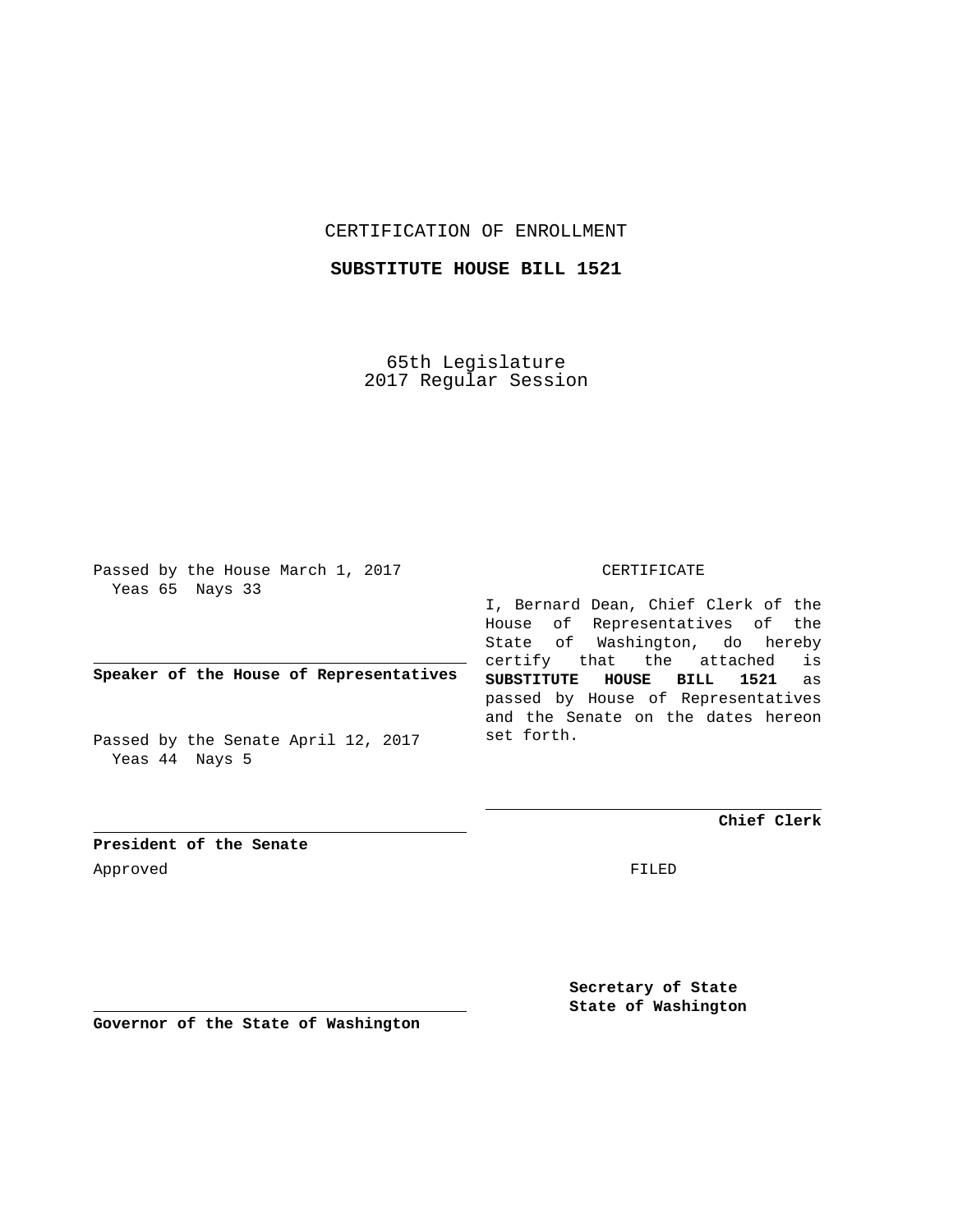CERTIFICATION OF ENROLLMENT

**SUBSTITUTE HOUSE BILL 1521**

65th Legislature
2017 Regular Session

Passed by the House March 1, 2017
Yeas 65 Nays 33

**Speaker of the House of Representatives**

Passed by the Senate April 12, 2017
Yeas 44 Nays 5

**President of the Senate**

Approved

**Governor of the State of Washington**

CERTIFICATE

I, Bernard Dean, Chief Clerk of the House of Representatives of the State of Washington, do hereby certify that the attached is **SUBSTITUTE HOUSE BILL 1521** as passed by House of Representatives and the Senate on the dates hereon set forth.

**Chief Clerk**

FILED

**Secretary of State**
**State of Washington**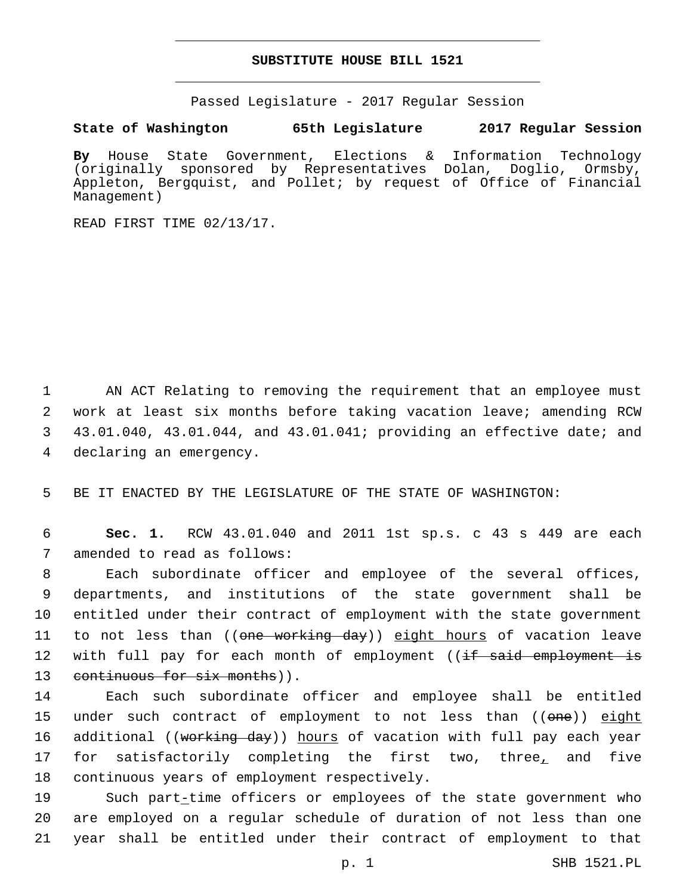# SUBSTITUTE HOUSE BILL 1521

Passed Legislature - 2017 Regular Session

**State of Washington 65th Legislature 2017 Regular Session**

**By** House State Government, Elections & Information Technology (originally sponsored by Representatives Dolan, Doglio, Ormsby, Appleton, Bergquist, and Pollet; by request of Office of Financial Management)

READ FIRST TIME 02/13/17.

AN ACT Relating to removing the requirement that an employee must work at least six months before taking vacation leave; amending RCW 43.01.040, 43.01.044, and 43.01.041; providing an effective date; and declaring an emergency.

BE IT ENACTED BY THE LEGISLATURE OF THE STATE OF WASHINGTON:

**Sec. 1.** RCW 43.01.040 and 2011 1st sp.s. c 43 s 449 are each amended to read as follows:

Each subordinate officer and employee of the several offices, departments, and institutions of the state government shall be entitled under their contract of employment with the state government to not less than ((~~one working day~~)) <u>eight hours</u> of vacation leave with full pay for each month of employment ((~~if said employment is continuous for six months~~)).

Each such subordinate officer and employee shall be entitled under such contract of employment to not less than ((~~one~~)) <u>eight</u> additional ((~~working day~~)) <u>hours</u> of vacation with full pay each year for satisfactorily completing the first two, three<u>,</u> and five continuous years of employment respectively.

Such part<u>-</u>time officers or employees of the state government who are employed on a regular schedule of duration of not less than one year shall be entitled under their contract of employment to that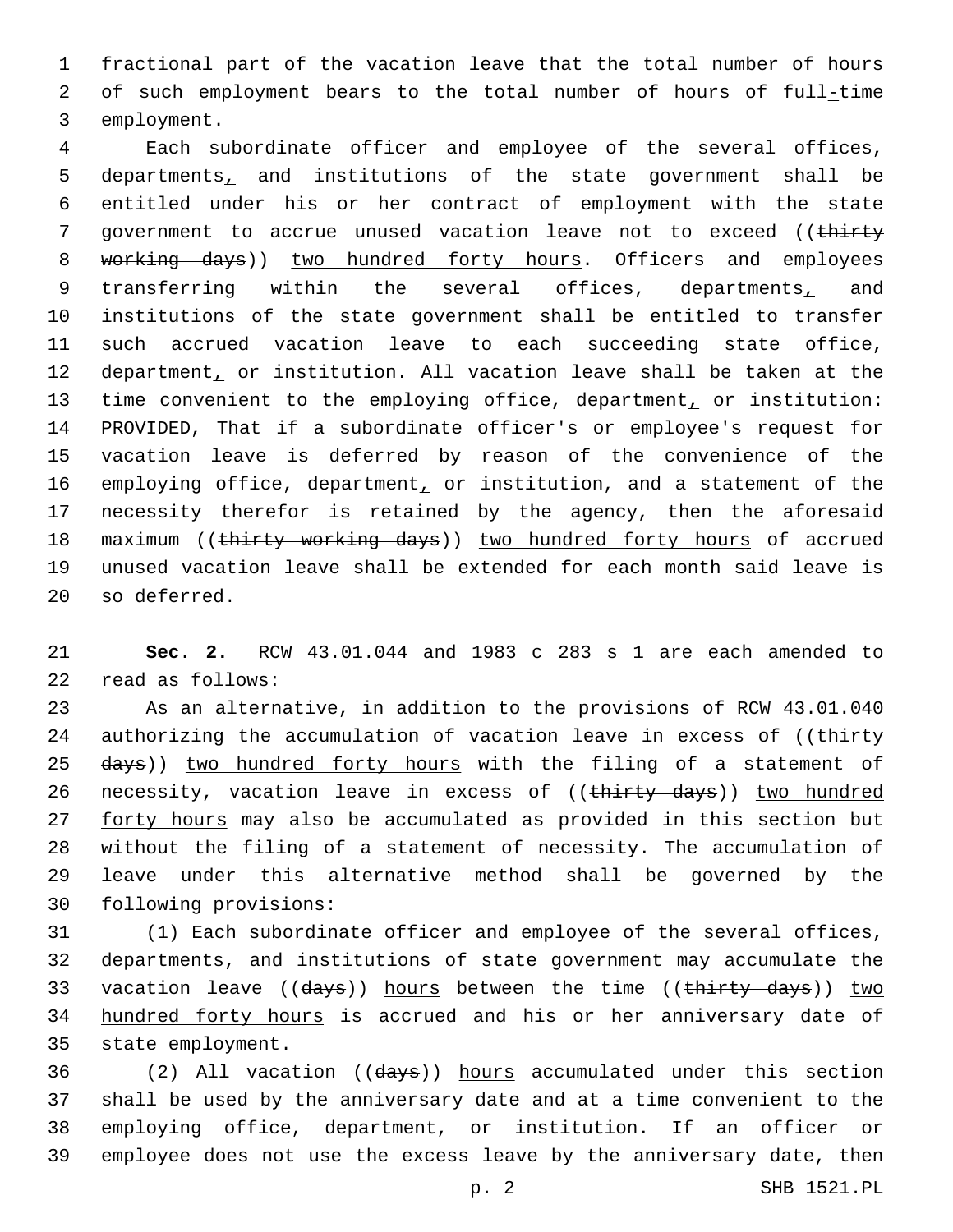fractional part of the vacation leave that the total number of hours of such employment bears to the total number of hours of full-time employment.

Each subordinate officer and employee of the several offices, departments, and institutions of the state government shall be entitled under his or her contract of employment with the state government to accrue unused vacation leave not to exceed ((~~thirty working days~~)) <u>two hundred forty hours</u>. Officers and employees transferring within the several offices, departments, and institutions of the state government shall be entitled to transfer such accrued vacation leave to each succeeding state office, department, or institution. All vacation leave shall be taken at the time convenient to the employing office, department, or institution: PROVIDED, That if a subordinate officer's or employee's request for vacation leave is deferred by reason of the convenience of the employing office, department, or institution, and a statement of the necessity therefor is retained by the agency, then the aforesaid maximum ((~~thirty working days~~)) <u>two hundred forty hours</u> of accrued unused vacation leave shall be extended for each month said leave is so deferred.

**Sec. 2.** RCW 43.01.044 and 1983 c 283 s 1 are each amended to read as follows:

As an alternative, in addition to the provisions of RCW 43.01.040 authorizing the accumulation of vacation leave in excess of ((~~thirty days~~)) <u>two hundred forty hours</u> with the filing of a statement of necessity, vacation leave in excess of ((~~thirty days~~)) <u>two hundred forty hours</u> may also be accumulated as provided in this section but without the filing of a statement of necessity. The accumulation of leave under this alternative method shall be governed by the following provisions:

(1) Each subordinate officer and employee of the several offices, departments, and institutions of state government may accumulate the vacation leave ((~~days~~)) <u>hours</u> between the time ((~~thirty days~~)) <u>two hundred forty hours</u> is accrued and his or her anniversary date of state employment.

(2) All vacation ((~~days~~)) <u>hours</u> accumulated under this section shall be used by the anniversary date and at a time convenient to the employing office, department, or institution. If an officer or employee does not use the excess leave by the anniversary date, then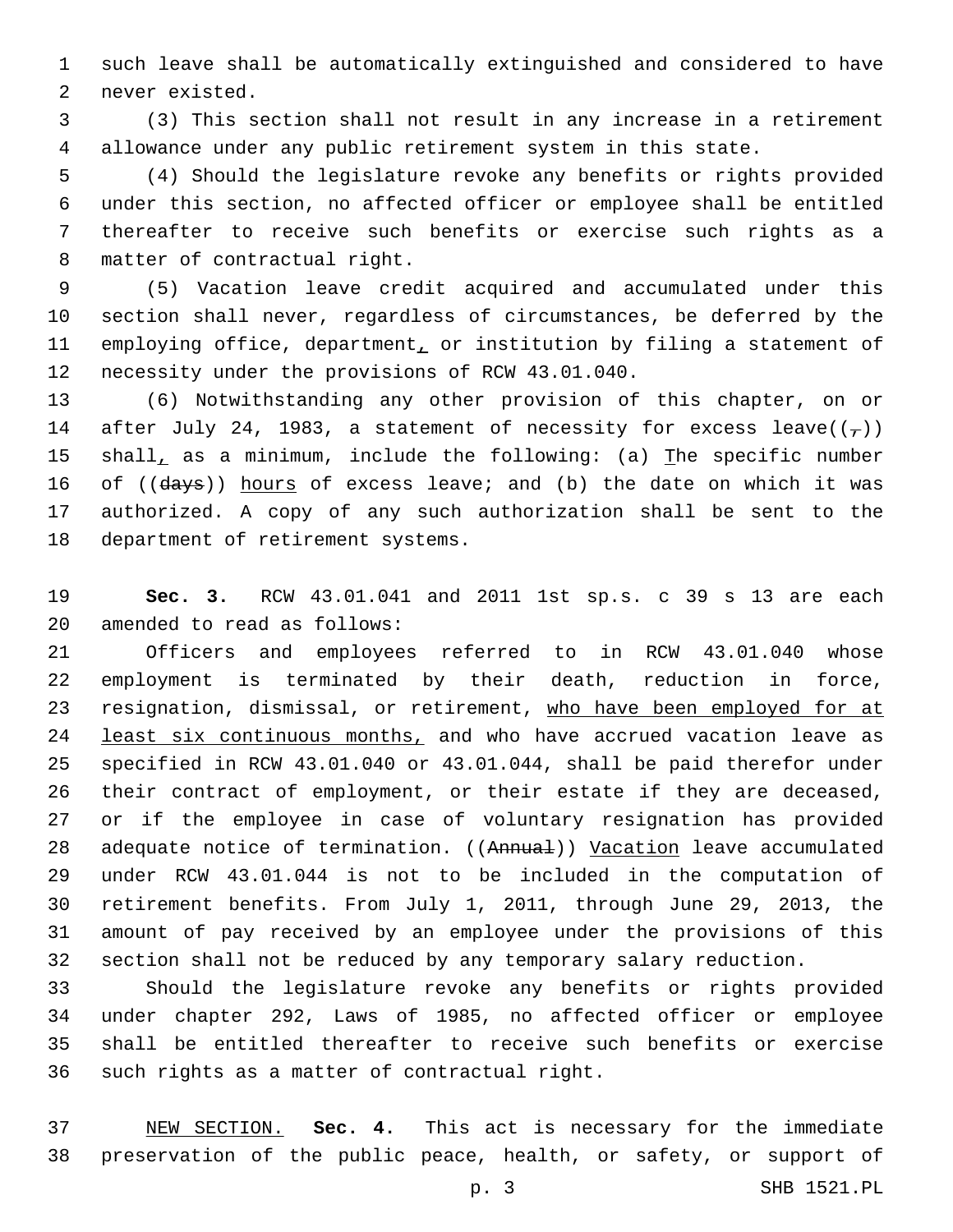such leave shall be automatically extinguished and considered to have never existed.

(3) This section shall not result in any increase in a retirement allowance under any public retirement system in this state.

(4) Should the legislature revoke any benefits or rights provided under this section, no affected officer or employee shall be entitled thereafter to receive such benefits or exercise such rights as a matter of contractual right.

(5) Vacation leave credit acquired and accumulated under this section shall never, regardless of circumstances, be deferred by the employing office, department, or institution by filing a statement of necessity under the provisions of RCW 43.01.040.

(6) Notwithstanding any other provision of this chapter, on or after July 24, 1983, a statement of necessity for excess leave((,)) shall, as a minimum, include the following: (a) The specific number of ((~~days~~)) hours of excess leave; and (b) the date on which it was authorized. A copy of any such authorization shall be sent to the department of retirement systems.

**Sec. 3.** RCW 43.01.041 and 2011 1st sp.s. c 39 s 13 are each amended to read as follows:

Officers and employees referred to in RCW 43.01.040 whose employment is terminated by their death, reduction in force, resignation, dismissal, or retirement, who have been employed for at least six continuous months, and who have accrued vacation leave as specified in RCW 43.01.040 or 43.01.044, shall be paid therefor under their contract of employment, or their estate if they are deceased, or if the employee in case of voluntary resignation has provided adequate notice of termination. ((~~Annual~~)) Vacation leave accumulated under RCW 43.01.044 is not to be included in the computation of retirement benefits. From July 1, 2011, through June 29, 2013, the amount of pay received by an employee under the provisions of this section shall not be reduced by any temporary salary reduction.

Should the legislature revoke any benefits or rights provided under chapter 292, Laws of 1985, no affected officer or employee shall be entitled thereafter to receive such benefits or exercise such rights as a matter of contractual right.

NEW SECTION. **Sec. 4.** This act is necessary for the immediate preservation of the public peace, health, or safety, or support of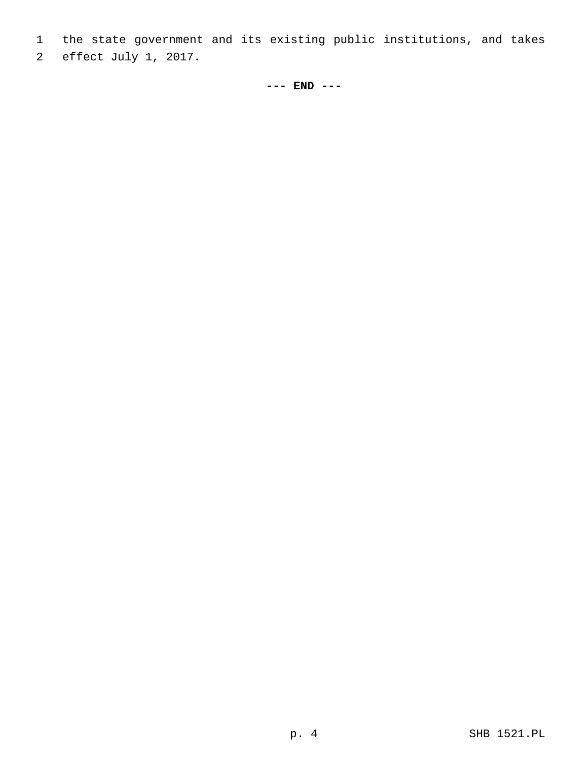the state government and its existing public institutions, and takes effect July 1, 2017.

**--- END ---**